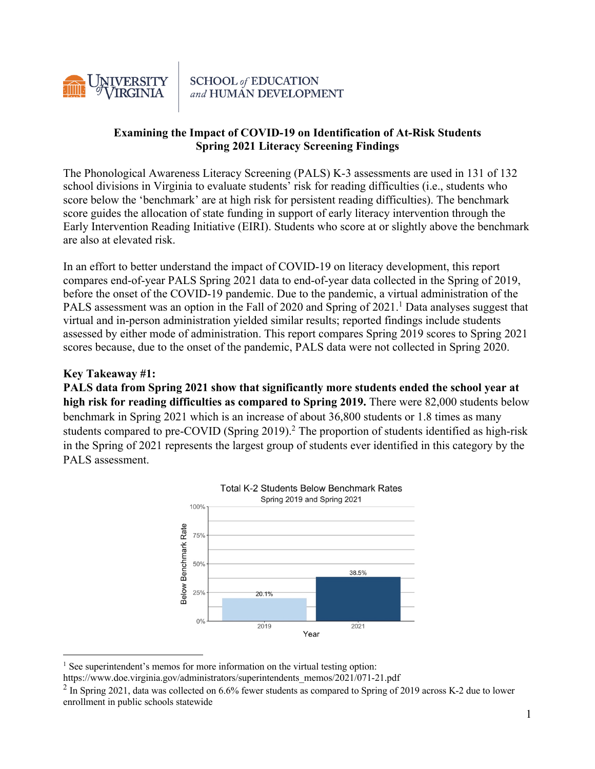UNIVERSITY of VIRGINIA | SCHOOL of EDUCATION and HUMAN DEVELOPMENT

# Examining the Impact of COVID-19 on Identification of At-Risk Students
## Spring 2021 Literacy Screening Findings

The Phonological Awareness Literacy Screening (PALS) K-3 assessments are used in 131 of 132 school divisions in Virginia to evaluate students' risk for reading difficulties (i.e., students who score below the 'benchmark' are at high risk for persistent reading difficulties). The benchmark score guides the allocation of state funding in support of early literacy intervention through the Early Intervention Reading Initiative (EIRI). Students who score at or slightly above the benchmark are also at elevated risk.

In an effort to better understand the impact of COVID-19 on literacy development, this report compares end-of-year PALS Spring 2021 data to end-of-year data collected in the Spring of 2019, before the onset of the COVID-19 pandemic. Due to the pandemic, a virtual administration of the PALS assessment was an option in the Fall of 2020 and Spring of 2021.[1] Data analyses suggest that virtual and in-person administration yielded similar results; reported findings include students assessed by either mode of administration. This report compares Spring 2019 scores to Spring 2021 scores because, due to the onset of the pandemic, PALS data were not collected in Spring 2020.

**Key Takeaway #1:**

**PALS data from Spring 2021 show that significantly more students ended the school year at high risk for reading difficulties as compared to Spring 2019.** There were 82,000 students below benchmark in Spring 2021 which is an increase of about 36,800 students or 1.8 times as many students compared to pre-COVID (Spring 2019).[2] The proportion of students identified as high-risk in the Spring of 2021 represents the largest group of students ever identified in this category by the PALS assessment.

Total K-2 Students Below Benchmark Rates
Spring 2019 and Spring 2021
Below Benchmark Rate
100%
75%
50%
25%
0%
20.1%
38.5%
2019
2021
Year

[1] See superintendent's memos for more information on the virtual testing option: https://www.doe.virginia.gov/administrators/superintendents_memos/2021/071-21.pdf

[2] In Spring 2021, data was collected on 6.6% fewer students as compared to Spring of 2019 across K-2 due to lower enrollment in public schools statewide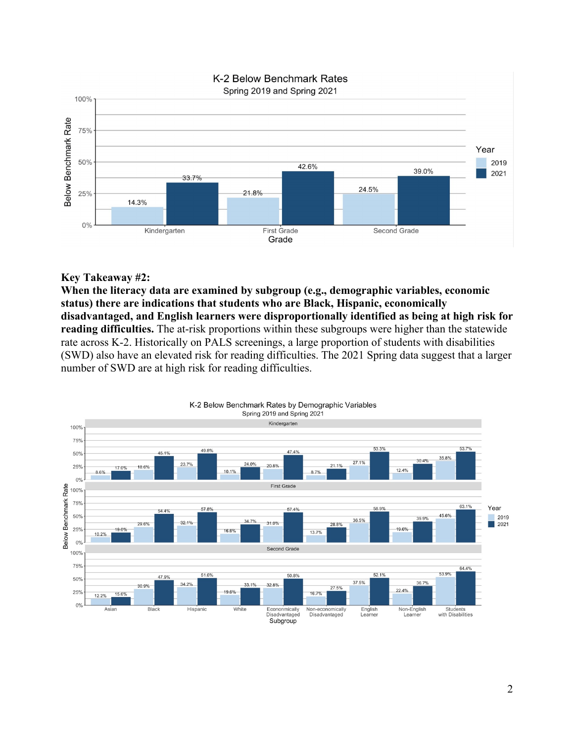K-2 Below Benchmark Rates
Spring 2019 and Spring 2021

Below Benchmark Rate

100%
75%
50%
25%
0%

14.3%
33.7%
21.8%
42.6%
24.5%
39.0%

Kindergarten
First Grade
Second Grade

Grade

Year
2019
2021

**Key Takeaway #2:**

**When the literacy data are examined by subgroup (e.g., demographic variables, economic status) there are indications that students who are Black, Hispanic, economically disadvantaged, and English learners were disproportionally identified as being at high risk for reading difficulties.** The at-risk proportions within these subgroups were higher than the statewide rate across K-2. Historically on PALS screenings, a large proportion of students with disabilities (SWD) also have an elevated risk for reading difficulties. The 2021 Spring data suggest that a larger number of SWD are at high risk for reading difficulties.

K-2 Below Benchmark Rates by Demographic Variables
Spring 2019 and Spring 2021

Below Benchmark Rate

100%
75%
50%
25%
0%

Kindergarten

8.6%
17.0%
18.6%
45.1%
23.7%
49.8%
10.1%
24.0%
20.8%
47.4%
8.7%
21.1%
27.1%
53.3%
12.4%
30.4%
35.8%
53.7%

First Grade

10.2%
19.0%
29.6%
54.4%
32.1%
57.8%
16.8%
34.7%
31.0%
57.4%
13.7%
28.8%
36.5%
58.9%
19.6%
39.9%
45.6%
63.1%

Second Grade

12.2%
15.6%
30.9%
47.9%
34.2%
51.6%
19.6%
33.1%
32.8%
50.8%
16.7%
27.5%
37.5%
52.1%
22.4%
36.7%
53.9%
64.4%

Asian
Black
Hispanic
White
Econonmically Disadvantaged
Non-economically Disadvantaged
English Learner
Non-English Learner
Students with Disabilities

Subgroup

Year
2019
2021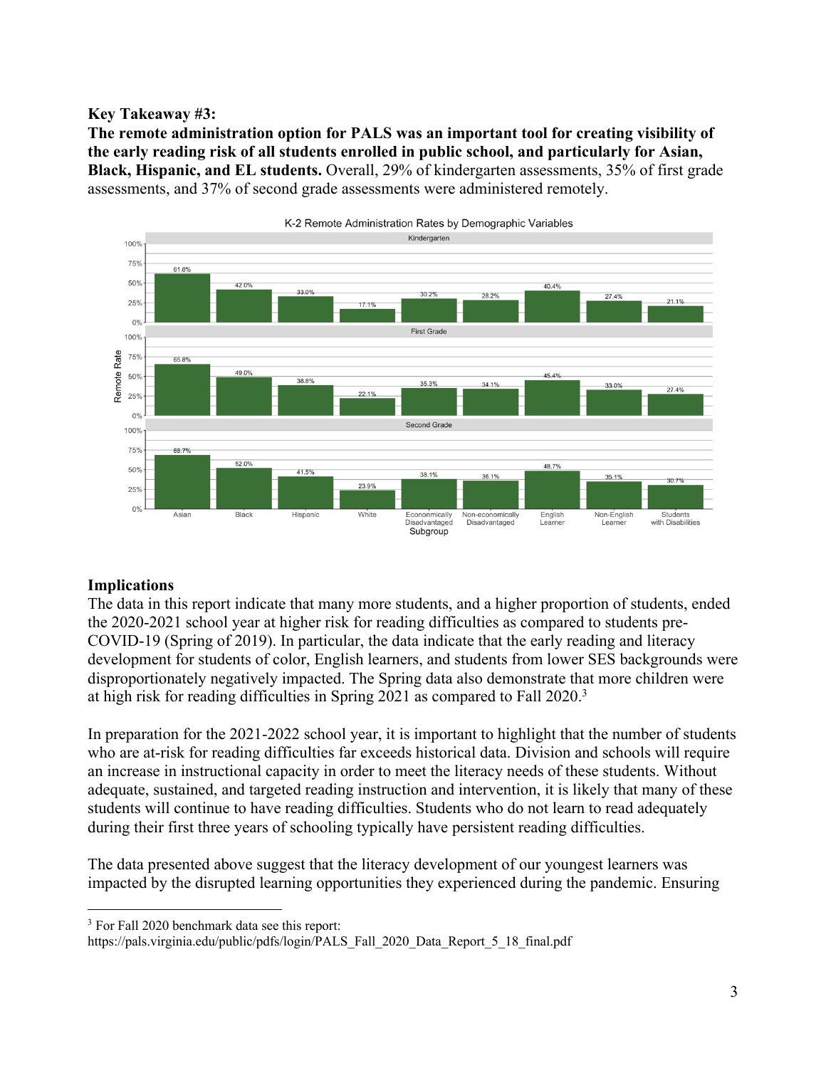**Key Takeaway #3:**

**The remote administration option for PALS was an important tool for creating visibility of the early reading risk of all students enrolled in public school, and particularly for Asian, Black, Hispanic, and EL students.** Overall, 29% of kindergarten assessments, 35% of first grade assessments, and 37% of second grade assessments were administered remotely.

K-2 Remote Administration Rates by Demographic Variables

Remote Rate

Subgroup: Asian, Black, Hispanic, White, Econonmically Disadvantaged, Non-economically Disadvantaged, English Learner, Non-English Learner, Students with Disabilities

0%, 25%, 50%, 75%, 100%

Kindergarten

61.8%, 42.0%, 33.0%, 17.1%, 30.2%, 28.2%, 40.4%, 27.4%, 21.1%

First Grade

65.8%, 49.0%, 38.8%, 22.1%, 35.3%, 34.1%, 45.4%, 33.0%, 27.4%

Second Grade

68.7%, 52.0%, 41.5%, 23.9%, 38.1%, 36.1%, 48.7%, 35.1%, 30.7%

## Implications

The data in this report indicate that many more students, and a higher proportion of students, ended the 2020-2021 school year at higher risk for reading difficulties as compared to students pre-COVID-19 (Spring of 2019). In particular, the data indicate that the early reading and literacy development for students of color, English learners, and students from lower SES backgrounds were disproportionately negatively impacted. The Spring data also demonstrate that more children were at high risk for reading difficulties in Spring 2021 as compared to Fall 2020.[3]

In preparation for the 2021-2022 school year, it is important to highlight that the number of students who are at-risk for reading difficulties far exceeds historical data. Division and schools will require an increase in instructional capacity in order to meet the literacy needs of these students. Without adequate, sustained, and targeted reading instruction and intervention, it is likely that many of these students will continue to have reading difficulties. Students who do not learn to read adequately during their first three years of schooling typically have persistent reading difficulties.

The data presented above suggest that the literacy development of our youngest learners was impacted by the disrupted learning opportunities they experienced during the pandemic. Ensuring

[3] For Fall 2020 benchmark data see this report: https://pals.virginia.edu/public/pdfs/login/PALS_Fall_2020_Data_Report_5_18_final.pdf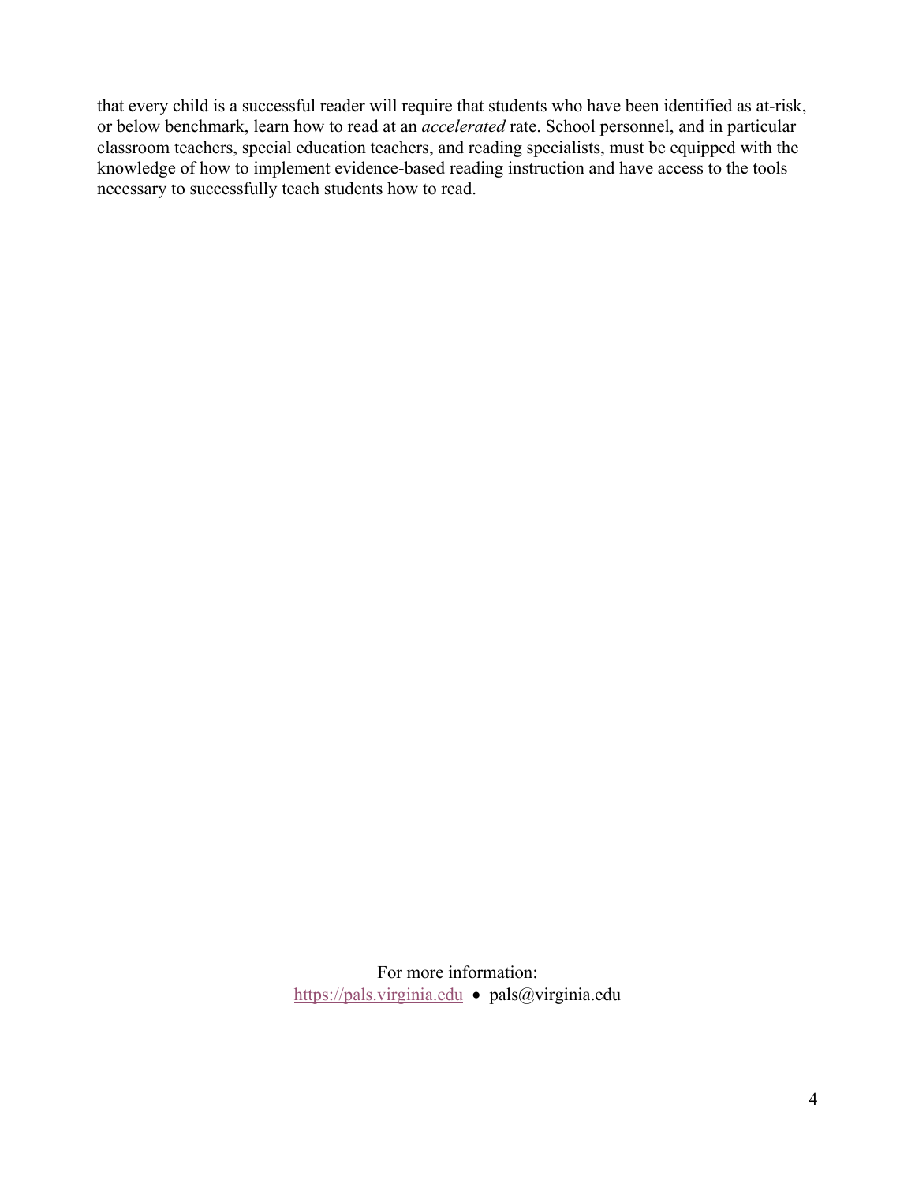that every child is a successful reader will require that students who have been identified as at-risk, or below benchmark, learn how to read at an *accelerated* rate. School personnel, and in particular classroom teachers, special education teachers, and reading specialists, must be equipped with the knowledge of how to implement evidence-based reading instruction and have access to the tools necessary to successfully teach students how to read.

For more information:
https://pals.virginia.edu • pals@virginia.edu